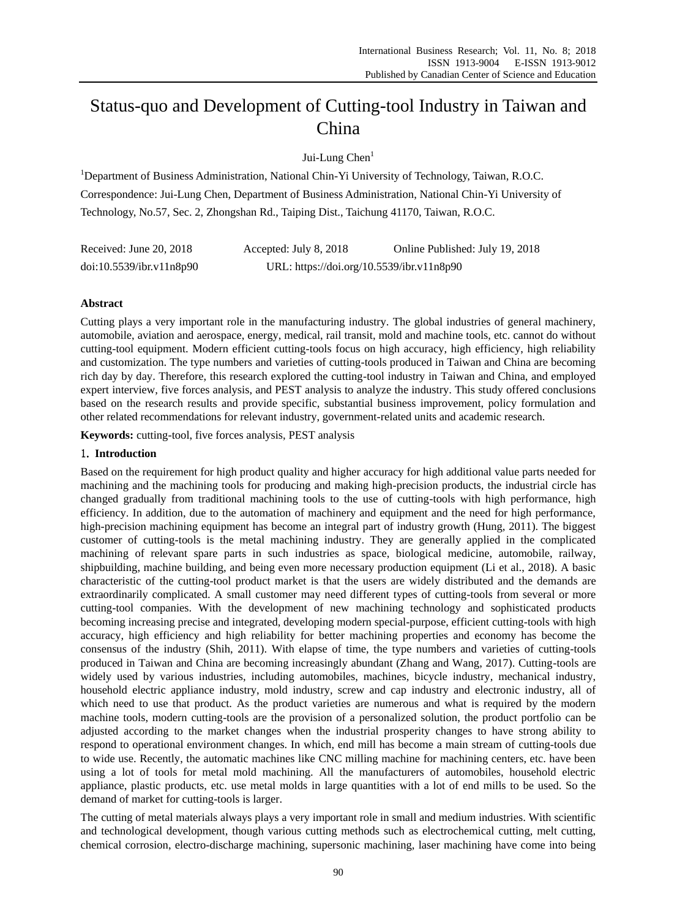# Status-quo and Development of Cutting-tool Industry in Taiwan and China

Jui-Lung Chen[1]

[1]Department of Business Administration, National Chin-Yi University of Technology, Taiwan, R.O.C.

Correspondence: Jui-Lung Chen, Department of Business Administration, National Chin-Yi University of Technology, No.57, Sec. 2, Zhongshan Rd., Taiping Dist., Taichung 41170, Taiwan, R.O.C.

Received: June 20, 2018 Accepted: July 8, 2018 Online Published: July 19, 2018

doi:10.5539/ibr.v11n8p90 URL: https://doi.org/10.5539/ibr.v11n8p90

## Abstract

Cutting plays a very important role in the manufacturing industry. The global industries of general machinery, automobile, aviation and aerospace, energy, medical, rail transit, mold and machine tools, etc. cannot do without cutting-tool equipment. Modern efficient cutting-tools focus on high accuracy, high efficiency, high reliability and customization. The type numbers and varieties of cutting-tools produced in Taiwan and China are becoming rich day by day. Therefore, this research explored the cutting-tool industry in Taiwan and China, and employed expert interview, five forces analysis, and PEST analysis to analyze the industry. This study offered conclusions based on the research results and provide specific, substantial business improvement, policy formulation and other related recommendations for relevant industry, government-related units and academic research.

**Keywords:** cutting-tool, five forces analysis, PEST analysis

## 1. Introduction

Based on the requirement for high product quality and higher accuracy for high additional value parts needed for machining and the machining tools for producing and making high-precision products, the industrial circle has changed gradually from traditional machining tools to the use of cutting-tools with high performance, high efficiency. In addition, due to the automation of machinery and equipment and the need for high performance, high-precision machining equipment has become an integral part of industry growth (Hung, 2011). The biggest customer of cutting-tools is the metal machining industry. They are generally applied in the complicated machining of relevant spare parts in such industries as space, biological medicine, automobile, railway, shipbuilding, machine building, and being even more necessary production equipment (Li et al., 2018). A basic characteristic of the cutting-tool product market is that the users are widely distributed and the demands are extraordinarily complicated. A small customer may need different types of cutting-tools from several or more cutting-tool companies. With the development of new machining technology and sophisticated products becoming increasing precise and integrated, developing modern special-purpose, efficient cutting-tools with high accuracy, high efficiency and high reliability for better machining properties and economy has become the consensus of the industry (Shih, 2011). With elapse of time, the type numbers and varieties of cutting-tools produced in Taiwan and China are becoming increasingly abundant (Zhang and Wang, 2017). Cutting-tools are widely used by various industries, including automobiles, machines, bicycle industry, mechanical industry, household electric appliance industry, mold industry, screw and cap industry and electronic industry, all of which need to use that product. As the product varieties are numerous and what is required by the modern machine tools, modern cutting-tools are the provision of a personalized solution, the product portfolio can be adjusted according to the market changes when the industrial prosperity changes to have strong ability to respond to operational environment changes. In which, end mill has become a main stream of cutting-tools due to wide use. Recently, the automatic machines like CNC milling machine for machining centers, etc. have been using a lot of tools for metal mold machining. All the manufacturers of automobiles, household electric appliance, plastic products, etc. use metal molds in large quantities with a lot of end mills to be used. So the demand of market for cutting-tools is larger.

The cutting of metal materials always plays a very important role in small and medium industries. With scientific and technological development, though various cutting methods such as electrochemical cutting, melt cutting, chemical corrosion, electro-discharge machining, supersonic machining, laser machining have come into being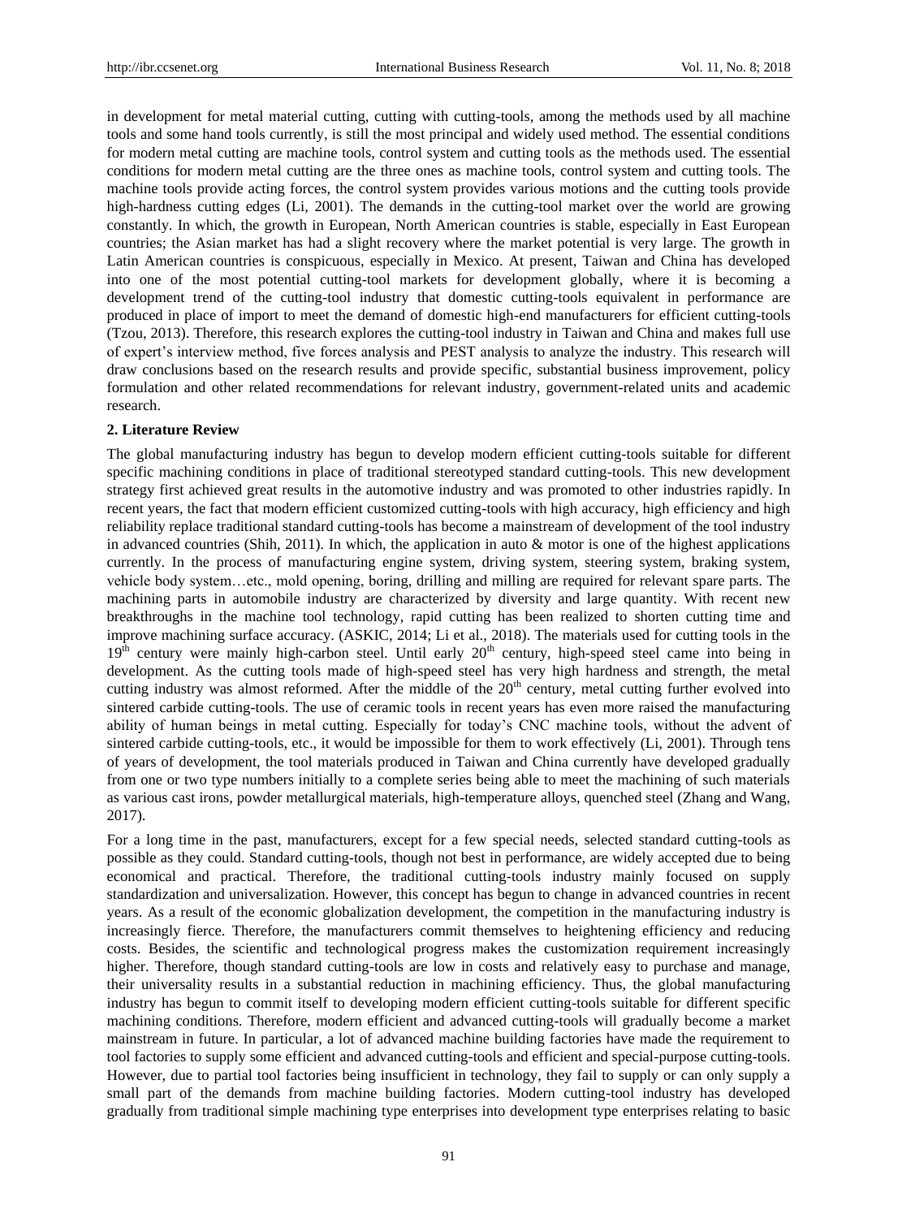in development for metal material cutting, cutting with cutting-tools, among the methods used by all machine tools and some hand tools currently, is still the most principal and widely used method. The essential conditions for modern metal cutting are machine tools, control system and cutting tools as the methods used. The essential conditions for modern metal cutting are the three ones as machine tools, control system and cutting tools. The machine tools provide acting forces, the control system provides various motions and the cutting tools provide high-hardness cutting edges (Li, 2001). The demands in the cutting-tool market over the world are growing constantly. In which, the growth in European, North American countries is stable, especially in East European countries; the Asian market has had a slight recovery where the market potential is very large. The growth in Latin American countries is conspicuous, especially in Mexico. At present, Taiwan and China has developed into one of the most potential cutting-tool markets for development globally, where it is becoming a development trend of the cutting-tool industry that domestic cutting-tools equivalent in performance are produced in place of import to meet the demand of domestic high-end manufacturers for efficient cutting-tools (Tzou, 2013). Therefore, this research explores the cutting-tool industry in Taiwan and China and makes full use of expert's interview method, five forces analysis and PEST analysis to analyze the industry. This research will draw conclusions based on the research results and provide specific, substantial business improvement, policy formulation and other related recommendations for relevant industry, government-related units and academic research.

## 2. Literature Review

The global manufacturing industry has begun to develop modern efficient cutting-tools suitable for different specific machining conditions in place of traditional stereotyped standard cutting-tools. This new development strategy first achieved great results in the automotive industry and was promoted to other industries rapidly. In recent years, the fact that modern efficient customized cutting-tools with high accuracy, high efficiency and high reliability replace traditional standard cutting-tools has become a mainstream of development of the tool industry in advanced countries (Shih, 2011). In which, the application in auto & motor is one of the highest applications currently. In the process of manufacturing engine system, driving system, steering system, braking system, vehicle body system…etc., mold opening, boring, drilling and milling are required for relevant spare parts. The machining parts in automobile industry are characterized by diversity and large quantity. With recent new breakthroughs in the machine tool technology, rapid cutting has been realized to shorten cutting time and improve machining surface accuracy. (ASKIC, 2014; Li et al., 2018). The materials used for cutting tools in the $19^{th}$ century were mainly high-carbon steel. Until early $20^{th}$ century, high-speed steel came into being in development. As the cutting tools made of high-speed steel has very high hardness and strength, the metal cutting industry was almost reformed. After the middle of the $20^{th}$ century, metal cutting further evolved into sintered carbide cutting-tools. The use of ceramic tools in recent years has even more raised the manufacturing ability of human beings in metal cutting. Especially for today's CNC machine tools, without the advent of sintered carbide cutting-tools, etc., it would be impossible for them to work effectively (Li, 2001). Through tens of years of development, the tool materials produced in Taiwan and China currently have developed gradually from one or two type numbers initially to a complete series being able to meet the machining of such materials as various cast irons, powder metallurgical materials, high-temperature alloys, quenched steel (Zhang and Wang, 2017).

For a long time in the past, manufacturers, except for a few special needs, selected standard cutting-tools as possible as they could. Standard cutting-tools, though not best in performance, are widely accepted due to being economical and practical. Therefore, the traditional cutting-tools industry mainly focused on supply standardization and universalization. However, this concept has begun to change in advanced countries in recent years. As a result of the economic globalization development, the competition in the manufacturing industry is increasingly fierce. Therefore, the manufacturers commit themselves to heightening efficiency and reducing costs. Besides, the scientific and technological progress makes the customization requirement increasingly higher. Therefore, though standard cutting-tools are low in costs and relatively easy to purchase and manage, their universality results in a substantial reduction in machining efficiency. Thus, the global manufacturing industry has begun to commit itself to developing modern efficient cutting-tools suitable for different specific machining conditions. Therefore, modern efficient and advanced cutting-tools will gradually become a market mainstream in future. In particular, a lot of advanced machine building factories have made the requirement to tool factories to supply some efficient and advanced cutting-tools and efficient and special-purpose cutting-tools. However, due to partial tool factories being insufficient in technology, they fail to supply or can only supply a small part of the demands from machine building factories. Modern cutting-tool industry has developed gradually from traditional simple machining type enterprises into development type enterprises relating to basic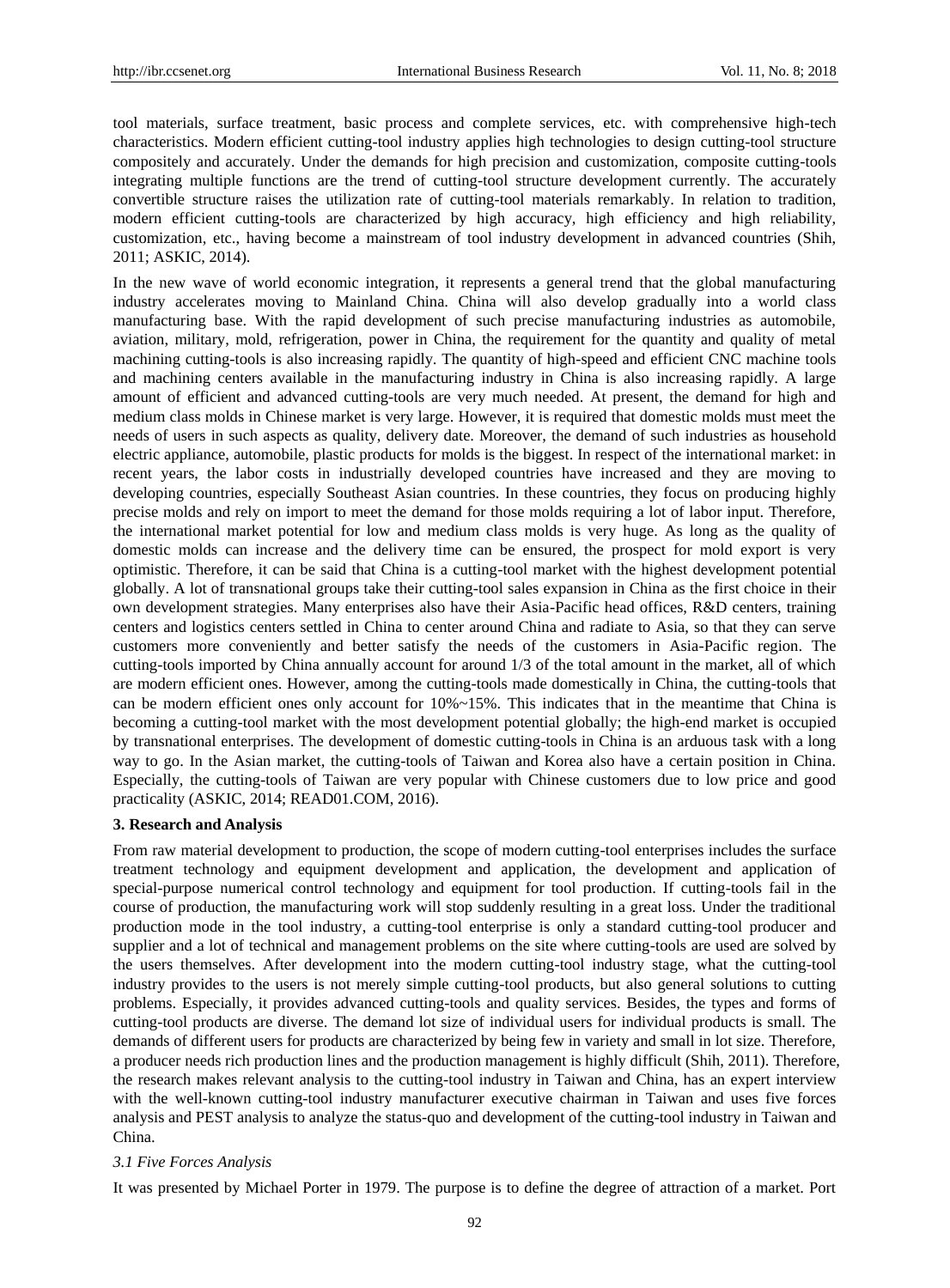tool materials, surface treatment, basic process and complete services, etc. with comprehensive high-tech characteristics. Modern efficient cutting-tool industry applies high technologies to design cutting-tool structure compositely and accurately. Under the demands for high precision and customization, composite cutting-tools integrating multiple functions are the trend of cutting-tool structure development currently. The accurately convertible structure raises the utilization rate of cutting-tool materials remarkably. In relation to tradition, modern efficient cutting-tools are characterized by high accuracy, high efficiency and high reliability, customization, etc., having become a mainstream of tool industry development in advanced countries (Shih, 2011; ASKIC, 2014).

In the new wave of world economic integration, it represents a general trend that the global manufacturing industry accelerates moving to Mainland China. China will also develop gradually into a world class manufacturing base. With the rapid development of such precise manufacturing industries as automobile, aviation, military, mold, refrigeration, power in China, the requirement for the quantity and quality of metal machining cutting-tools is also increasing rapidly. The quantity of high-speed and efficient CNC machine tools and machining centers available in the manufacturing industry in China is also increasing rapidly. A large amount of efficient and advanced cutting-tools are very much needed. At present, the demand for high and medium class molds in Chinese market is very large. However, it is required that domestic molds must meet the needs of users in such aspects as quality, delivery date. Moreover, the demand of such industries as household electric appliance, automobile, plastic products for molds is the biggest. In respect of the international market: in recent years, the labor costs in industrially developed countries have increased and they are moving to developing countries, especially Southeast Asian countries. In these countries, they focus on producing highly precise molds and rely on import to meet the demand for those molds requiring a lot of labor input. Therefore, the international market potential for low and medium class molds is very huge. As long as the quality of domestic molds can increase and the delivery time can be ensured, the prospect for mold export is very optimistic. Therefore, it can be said that China is a cutting-tool market with the highest development potential globally. A lot of transnational groups take their cutting-tool sales expansion in China as the first choice in their own development strategies. Many enterprises also have their Asia-Pacific head offices, R&D centers, training centers and logistics centers settled in China to center around China and radiate to Asia, so that they can serve customers more conveniently and better satisfy the needs of the customers in Asia-Pacific region. The cutting-tools imported by China annually account for around 1/3 of the total amount in the market, all of which are modern efficient ones. However, among the cutting-tools made domestically in China, the cutting-tools that can be modern efficient ones only account for 10%~15%. This indicates that in the meantime that China is becoming a cutting-tool market with the most development potential globally; the high-end market is occupied by transnational enterprises. The development of domestic cutting-tools in China is an arduous task with a long way to go. In the Asian market, the cutting-tools of Taiwan and Korea also have a certain position in China. Especially, the cutting-tools of Taiwan are very popular with Chinese customers due to low price and good practicality (ASKIC, 2014; READ01.COM, 2016).

## 3. Research and Analysis

From raw material development to production, the scope of modern cutting-tool enterprises includes the surface treatment technology and equipment development and application, the development and application of special-purpose numerical control technology and equipment for tool production. If cutting-tools fail in the course of production, the manufacturing work will stop suddenly resulting in a great loss. Under the traditional production mode in the tool industry, a cutting-tool enterprise is only a standard cutting-tool producer and supplier and a lot of technical and management problems on the site where cutting-tools are used are solved by the users themselves. After development into the modern cutting-tool industry stage, what the cutting-tool industry provides to the users is not merely simple cutting-tool products, but also general solutions to cutting problems. Especially, it provides advanced cutting-tools and quality services. Besides, the types and forms of cutting-tool products are diverse. The demand lot size of individual users for individual products is small. The demands of different users for products are characterized by being few in variety and small in lot size. Therefore, a producer needs rich production lines and the production management is highly difficult (Shih, 2011). Therefore, the research makes relevant analysis to the cutting-tool industry in Taiwan and China, has an expert interview with the well-known cutting-tool industry manufacturer executive chairman in Taiwan and uses five forces analysis and PEST analysis to analyze the status-quo and development of the cutting-tool industry in Taiwan and China.

### *3.1 Five Forces Analysis*

It was presented by Michael Porter in 1979. The purpose is to define the degree of attraction of a market. Port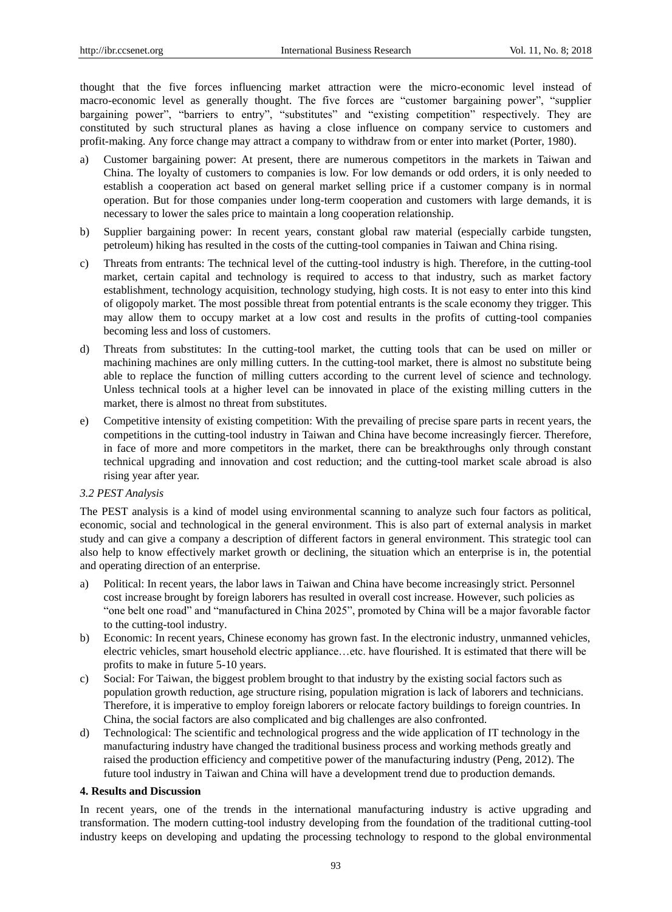thought that the five forces influencing market attraction were the micro-economic level instead of macro-economic level as generally thought. The five forces are "customer bargaining power", "supplier bargaining power", "barriers to entry", "substitutes" and "existing competition" respectively. They are constituted by such structural planes as having a close influence on company service to customers and profit-making. Any force change may attract a company to withdraw from or enter into market (Porter, 1980).

a) Customer bargaining power: At present, there are numerous competitors in the markets in Taiwan and China. The loyalty of customers to companies is low. For low demands or odd orders, it is only needed to establish a cooperation act based on general market selling price if a customer company is in normal operation. But for those companies under long-term cooperation and customers with large demands, it is necessary to lower the sales price to maintain a long cooperation relationship.

b) Supplier bargaining power: In recent years, constant global raw material (especially carbide tungsten, petroleum) hiking has resulted in the costs of the cutting-tool companies in Taiwan and China rising.

c) Threats from entrants: The technical level of the cutting-tool industry is high. Therefore, in the cutting-tool market, certain capital and technology is required to access to that industry, such as market factory establishment, technology acquisition, technology studying, high costs. It is not easy to enter into this kind of oligopoly market. The most possible threat from potential entrants is the scale economy they trigger. This may allow them to occupy market at a low cost and results in the profits of cutting-tool companies becoming less and loss of customers.

d) Threats from substitutes: In the cutting-tool market, the cutting tools that can be used on miller or machining machines are only milling cutters. In the cutting-tool market, there is almost no substitute being able to replace the function of milling cutters according to the current level of science and technology. Unless technical tools at a higher level can be innovated in place of the existing milling cutters in the market, there is almost no threat from substitutes.

e) Competitive intensity of existing competition: With the prevailing of precise spare parts in recent years, the competitions in the cutting-tool industry in Taiwan and China have become increasingly fiercer. Therefore, in face of more and more competitors in the market, there can be breakthroughs only through constant technical upgrading and innovation and cost reduction; and the cutting-tool market scale abroad is also rising year after year.

### *3.2 PEST Analysis*

The PEST analysis is a kind of model using environmental scanning to analyze such four factors as political, economic, social and technological in the general environment. This is also part of external analysis in market study and can give a company a description of different factors in general environment. This strategic tool can also help to know effectively market growth or declining, the situation which an enterprise is in, the potential and operating direction of an enterprise.

a) Political: In recent years, the labor laws in Taiwan and China have become increasingly strict. Personnel cost increase brought by foreign laborers has resulted in overall cost increase. However, such policies as "one belt one road" and "manufactured in China 2025", promoted by China will be a major favorable factor to the cutting-tool industry.

b) Economic: In recent years, Chinese economy has grown fast. In the electronic industry, unmanned vehicles, electric vehicles, smart household electric appliance…etc. have flourished. It is estimated that there will be profits to make in future 5-10 years.

c) Social: For Taiwan, the biggest problem brought to that industry by the existing social factors such as population growth reduction, age structure rising, population migration is lack of laborers and technicians. Therefore, it is imperative to employ foreign laborers or relocate factory buildings to foreign countries. In China, the social factors are also complicated and big challenges are also confronted.

d) Technological: The scientific and technological progress and the wide application of IT technology in the manufacturing industry have changed the traditional business process and working methods greatly and raised the production efficiency and competitive power of the manufacturing industry (Peng, 2012). The future tool industry in Taiwan and China will have a development trend due to production demands.

## 4. Results and Discussion

In recent years, one of the trends in the international manufacturing industry is active upgrading and transformation. The modern cutting-tool industry developing from the foundation of the traditional cutting-tool industry keeps on developing and updating the processing technology to respond to the global environmental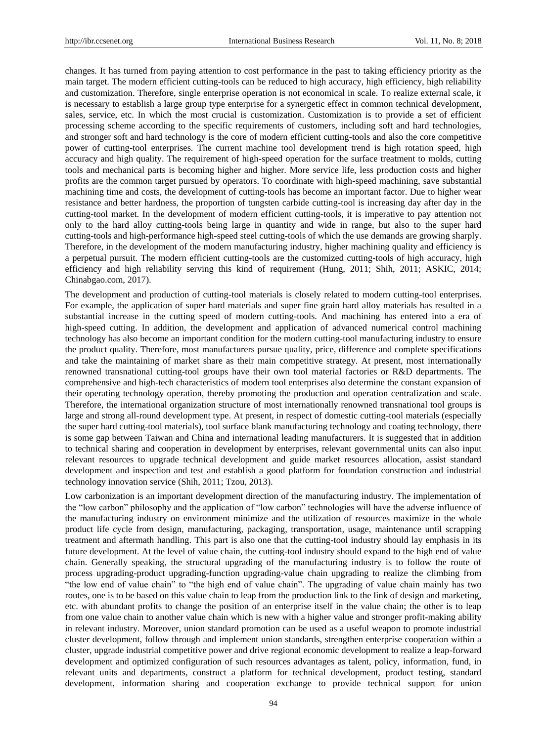changes. It has turned from paying attention to cost performance in the past to taking efficiency priority as the main target. The modern efficient cutting-tools can be reduced to high accuracy, high efficiency, high reliability and customization. Therefore, single enterprise operation is not economical in scale. To realize external scale, it is necessary to establish a large group type enterprise for a synergetic effect in common technical development, sales, service, etc. In which the most crucial is customization. Customization is to provide a set of efficient processing scheme according to the specific requirements of customers, including soft and hard technologies, and stronger soft and hard technology is the core of modern efficient cutting-tools and also the core competitive power of cutting-tool enterprises. The current machine tool development trend is high rotation speed, high accuracy and high quality. The requirement of high-speed operation for the surface treatment to molds, cutting tools and mechanical parts is becoming higher and higher. More service life, less production costs and higher profits are the common target pursued by operators. To coordinate with high-speed machining, save substantial machining time and costs, the development of cutting-tools has become an important factor. Due to higher wear resistance and better hardness, the proportion of tungsten carbide cutting-tool is increasing day after day in the cutting-tool market. In the development of modern efficient cutting-tools, it is imperative to pay attention not only to the hard alloy cutting-tools being large in quantity and wide in range, but also to the super hard cutting-tools and high-performance high-speed steel cutting-tools of which the use demands are growing sharply. Therefore, in the development of the modern manufacturing industry, higher machining quality and efficiency is a perpetual pursuit. The modern efficient cutting-tools are the customized cutting-tools of high accuracy, high efficiency and high reliability serving this kind of requirement (Hung, 2011; Shih, 2011; ASKIC, 2014; Chinabgao.com, 2017).

The development and production of cutting-tool materials is closely related to modern cutting-tool enterprises. For example, the application of super hard materials and super fine grain hard alloy materials has resulted in a substantial increase in the cutting speed of modern cutting-tools. And machining has entered into a era of high-speed cutting. In addition, the development and application of advanced numerical control machining technology has also become an important condition for the modern cutting-tool manufacturing industry to ensure the product quality. Therefore, most manufacturers pursue quality, price, difference and complete specifications and take the maintaining of market share as their main competitive strategy. At present, most internationally renowned transnational cutting-tool groups have their own tool material factories or R&D departments. The comprehensive and high-tech characteristics of modern tool enterprises also determine the constant expansion of their operating technology operation, thereby promoting the production and operation centralization and scale. Therefore, the international organization structure of most internationally renowned transnational tool groups is large and strong all-round development type. At present, in respect of domestic cutting-tool materials (especially the super hard cutting-tool materials), tool surface blank manufacturing technology and coating technology, there is some gap between Taiwan and China and international leading manufacturers. It is suggested that in addition to technical sharing and cooperation in development by enterprises, relevant governmental units can also input relevant resources to upgrade technical development and guide market resources allocation, assist standard development and inspection and test and establish a good platform for foundation construction and industrial technology innovation service (Shih, 2011; Tzou, 2013).

Low carbonization is an important development direction of the manufacturing industry. The implementation of the "low carbon" philosophy and the application of "low carbon" technologies will have the adverse influence of the manufacturing industry on environment minimize and the utilization of resources maximize in the whole product life cycle from design, manufacturing, packaging, transportation, usage, maintenance until scrapping treatment and aftermath handling. This part is also one that the cutting-tool industry should lay emphasis in its future development. At the level of value chain, the cutting-tool industry should expand to the high end of value chain. Generally speaking, the structural upgrading of the manufacturing industry is to follow the route of process upgrading-product upgrading-function upgrading-value chain upgrading to realize the climbing from "the low end of value chain" to "the high end of value chain". The upgrading of value chain mainly has two routes, one is to be based on this value chain to leap from the production link to the link of design and marketing, etc. with abundant profits to change the position of an enterprise itself in the value chain; the other is to leap from one value chain to another value chain which is new with a higher value and stronger profit-making ability in relevant industry. Moreover, union standard promotion can be used as a useful weapon to promote industrial cluster development, follow through and implement union standards, strengthen enterprise cooperation within a cluster, upgrade industrial competitive power and drive regional economic development to realize a leap-forward development and optimized configuration of such resources advantages as talent, policy, information, fund, in relevant units and departments, construct a platform for technical development, product testing, standard development, information sharing and cooperation exchange to provide technical support for union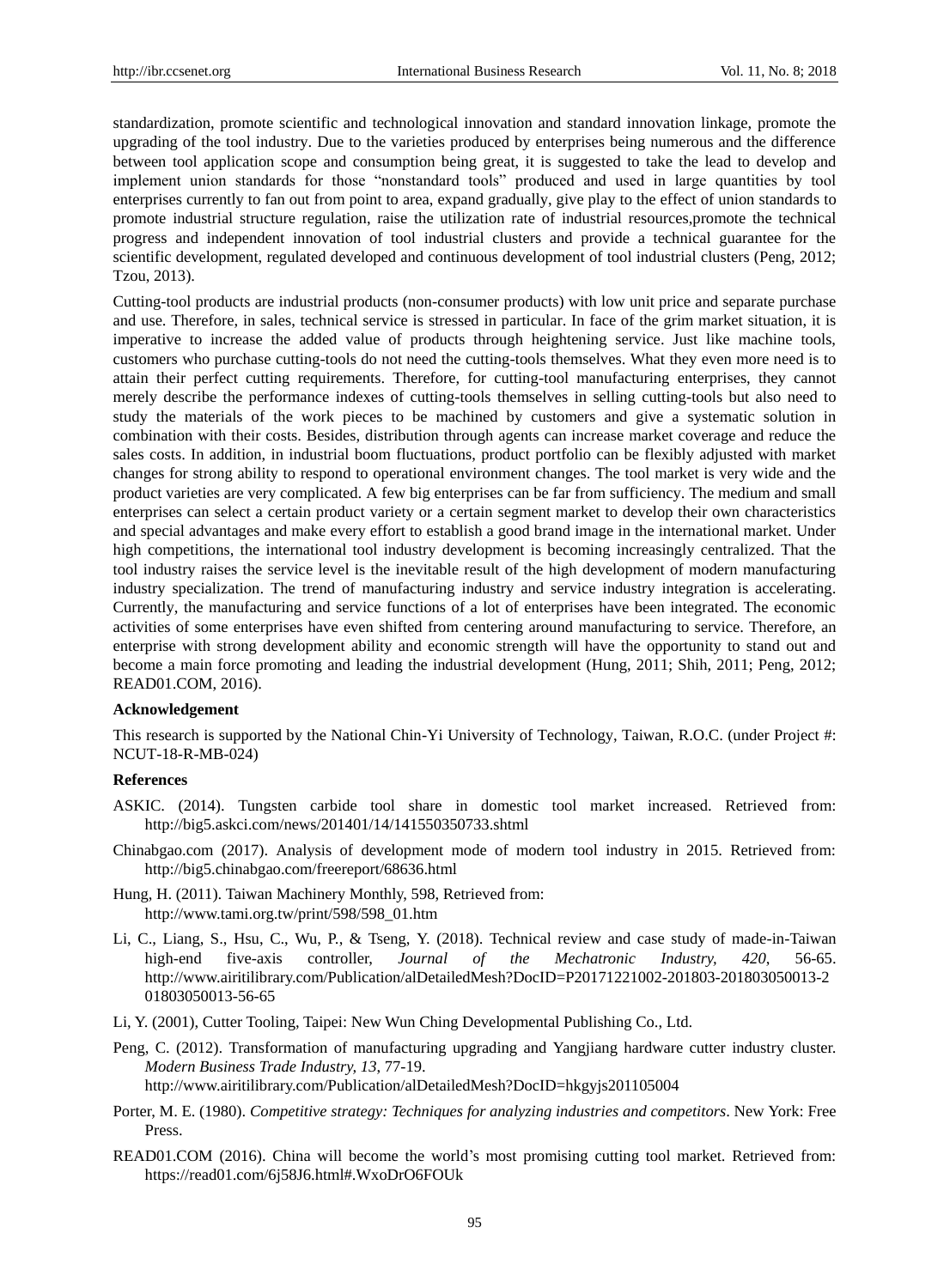standardization, promote scientific and technological innovation and standard innovation linkage, promote the upgrading of the tool industry. Due to the varieties produced by enterprises being numerous and the difference between tool application scope and consumption being great, it is suggested to take the lead to develop and implement union standards for those "nonstandard tools" produced and used in large quantities by tool enterprises currently to fan out from point to area, expand gradually, give play to the effect of union standards to promote industrial structure regulation, raise the utilization rate of industrial resources,promote the technical progress and independent innovation of tool industrial clusters and provide a technical guarantee for the scientific development, regulated developed and continuous development of tool industrial clusters (Peng, 2012; Tzou, 2013).

Cutting-tool products are industrial products (non-consumer products) with low unit price and separate purchase and use. Therefore, in sales, technical service is stressed in particular. In face of the grim market situation, it is imperative to increase the added value of products through heightening service. Just like machine tools, customers who purchase cutting-tools do not need the cutting-tools themselves. What they even more need is to attain their perfect cutting requirements. Therefore, for cutting-tool manufacturing enterprises, they cannot merely describe the performance indexes of cutting-tools themselves in selling cutting-tools but also need to study the materials of the work pieces to be machined by customers and give a systematic solution in combination with their costs. Besides, distribution through agents can increase market coverage and reduce the sales costs. In addition, in industrial boom fluctuations, product portfolio can be flexibly adjusted with market changes for strong ability to respond to operational environment changes. The tool market is very wide and the product varieties are very complicated. A few big enterprises can be far from sufficiency. The medium and small enterprises can select a certain product variety or a certain segment market to develop their own characteristics and special advantages and make every effort to establish a good brand image in the international market. Under high competitions, the international tool industry development is becoming increasingly centralized. That the tool industry raises the service level is the inevitable result of the high development of modern manufacturing industry specialization. The trend of manufacturing industry and service industry integration is accelerating. Currently, the manufacturing and service functions of a lot of enterprises have been integrated. The economic activities of some enterprises have even shifted from centering around manufacturing to service. Therefore, an enterprise with strong development ability and economic strength will have the opportunity to stand out and become a main force promoting and leading the industrial development (Hung, 2011; Shih, 2011; Peng, 2012; READ01.COM, 2016).

**Acknowledgement**

This research is supported by the National Chin-Yi University of Technology, Taiwan, R.O.C. (under Project #: NCUT-18-R-MB-024)

**References**

ASKIC. (2014). Tungsten carbide tool share in domestic tool market increased. Retrieved from: http://big5.askci.com/news/201401/14/141550350733.shtml

Chinabgao.com (2017). Analysis of development mode of modern tool industry in 2015. Retrieved from: http://big5.chinabgao.com/freereport/68636.html

Hung, H. (2011). Taiwan Machinery Monthly, 598, Retrieved from: http://www.tami.org.tw/print/598/598_01.htm

Li, C., Liang, S., Hsu, C., Wu, P., & Tseng, Y. (2018). Technical review and case study of made-in-Taiwan high-end five-axis controller, *Journal of the Mechatronic Industry, 420*, 56-65. http://www.airitilibrary.com/Publication/alDetailedMesh?DocID=P20171221002-201803-201803050013-201803050013-56-65

Li, Y. (2001), Cutter Tooling, Taipei: New Wun Ching Developmental Publishing Co., Ltd.

Peng, C. (2012). Transformation of manufacturing upgrading and Yangjiang hardware cutter industry cluster. *Modern Business Trade Industry, 13,* 77-19. http://www.airitilibrary.com/Publication/alDetailedMesh?DocID=hkgyjs201105004

Porter, M. E. (1980). *Competitive strategy: Techniques for analyzing industries and competitors*. New York: Free Press.

READ01.COM (2016). China will become the world's most promising cutting tool market. Retrieved from: https://read01.com/6j58J6.html#.WxoDrO6FOUk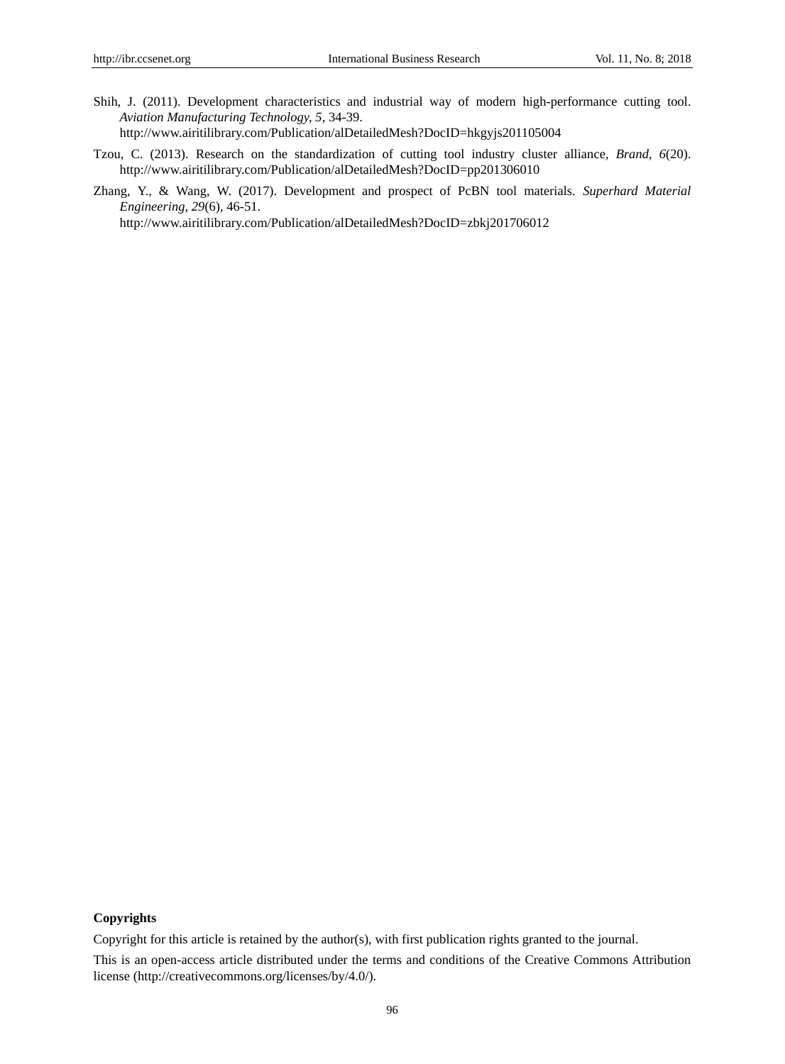Shih, J. (2011). Development characteristics and industrial way of modern high-performance cutting tool. *Aviation Manufacturing Technology*, *5*, 34-39. http://www.airitilibrary.com/Publication/alDetailedMesh?DocID=hkgyjs201105004

Tzou, C. (2013). Research on the standardization of cutting tool industry cluster alliance, *Brand*, *6*(20). http://www.airitilibrary.com/Publication/alDetailedMesh?DocID=pp201306010

Zhang, Y., & Wang, W. (2017). Development and prospect of PcBN tool materials. *Superhard Material Engineering, 29*(6), 46-51. http://www.airitilibrary.com/Publication/alDetailedMesh?DocID=zbkj201706012

**Copyrights**

Copyright for this article is retained by the author(s), with first publication rights granted to the journal.

This is an open-access article distributed under the terms and conditions of the Creative Commons Attribution license (http://creativecommons.org/licenses/by/4.0/).